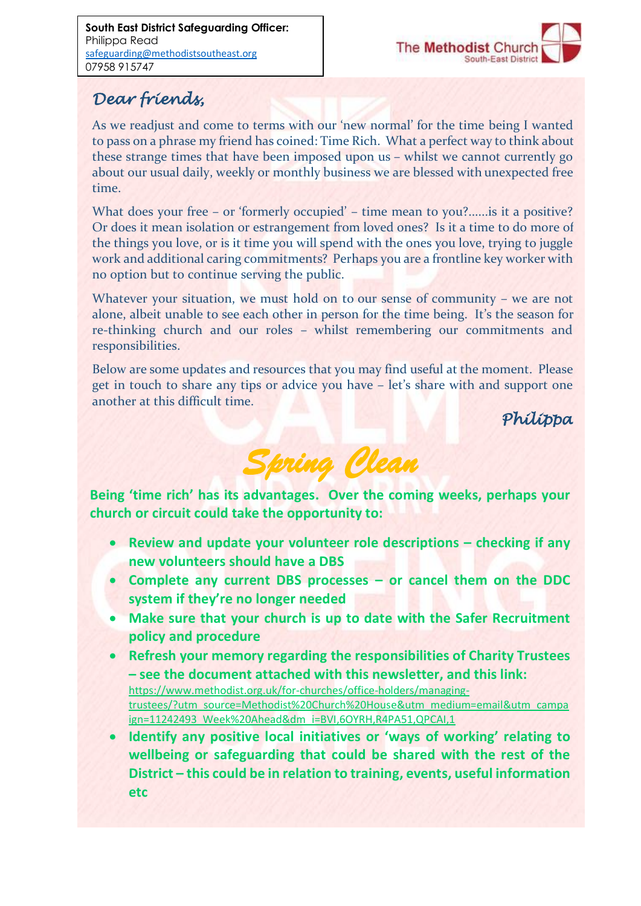**South East District Safeguarding Officer:**
Philippa Read
safeguarding@methodistsoutheast.org
07958 915747

The Methodist Church South-East District

*Dear friends,*

As we readjust and come to terms with our 'new normal' for the time being I wanted to pass on a phrase my friend has coined: Time Rich. What a perfect way to think about these strange times that have been imposed upon us – whilst we cannot currently go about our usual daily, weekly or monthly business we are blessed with unexpected free time.

What does your free – or 'formerly occupied' – time mean to you?......is it a positive? Or does it mean isolation or estrangement from loved ones? Is it a time to do more of the things you love, or is it time you will spend with the ones you love, trying to juggle work and additional caring commitments? Perhaps you are a frontline key worker with no option but to continue serving the public.

Whatever your situation, we must hold on to our sense of community – we are not alone, albeit unable to see each other in person for the time being. It's the season for re-thinking church and our roles – whilst remembering our commitments and responsibilities.

Below are some updates and resources that you may find useful at the moment. Please get in touch to share any tips or advice you have – let's share with and support one another at this difficult time.

*Philippa*

# *Spring Clean*

**Being 'time rich' has its advantages. Over the coming weeks, perhaps your church or circuit could take the opportunity to:**

- **Review and update your volunteer role descriptions – checking if any new volunteers should have a DBS**
- **Complete any current DBS processes – or cancel them on the DDC system if they're no longer needed**
- **Make sure that your church is up to date with the Safer Recruitment policy and procedure**
- **Refresh your memory regarding the responsibilities of Charity Trustees – see the document attached with this newsletter, and this link:** https://www.methodist.org.uk/for-churches/office-holders/managing-trustees/?utm_source=Methodist%20Church%20House&utm_medium=email&utm_campaign=11242493_Week%20Ahead&dm_i=BVI,6OYRH,R4PA51,QPCAI,1
- **Identify any positive local initiatives or 'ways of working' relating to wellbeing or safeguarding that could be shared with the rest of the District – this could be in relation to training, events, useful information etc**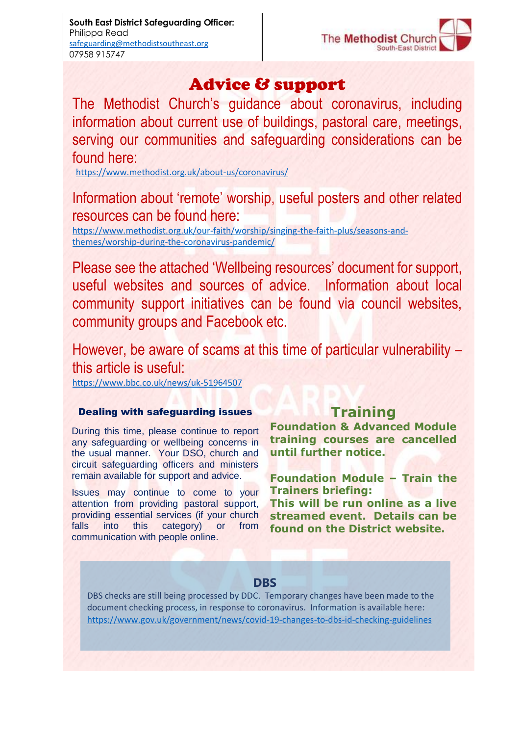**South East District Safeguarding Officer:**
Philippa Read
safeguarding@methodistsoutheast.org
07958 915747

The Methodist Church
South-East District

# Advice & support

The Methodist Church's guidance about coronavirus, including information about current use of buildings, pastoral care, meetings, serving our communities and safeguarding considerations can be found here:

https://www.methodist.org.uk/about-us/coronavirus/

Information about 'remote' worship, useful posters and other related resources can be found here:

https://www.methodist.org.uk/our-faith/worship/singing-the-faith-plus/seasons-and-themes/worship-during-the-coronavirus-pandemic/

Please see the attached 'Wellbeing resources' document for support, useful websites and sources of advice. Information about local community support initiatives can be found via council websites, community groups and Facebook etc.

However, be aware of scams at this time of particular vulnerability – this article is useful:

https://www.bbc.co.uk/news/uk-51964507

### Dealing with safeguarding issues

During this time, please continue to report any safeguarding or wellbeing concerns in the usual manner. Your DSO, church and circuit safeguarding officers and ministers remain available for support and advice.

Issues may continue to come to your attention from providing pastoral support, providing essential services (if your church falls into this category) or from communication with people online.

## Training

**Foundation & Advanced Module training courses are cancelled until further notice.**

**Foundation Module – Train the Trainers briefing:**
**This will be run online as a live streamed event. Details can be found on the District website.**

## DBS

DBS checks are still being processed by DDC. Temporary changes have been made to the document checking process, in response to coronavirus. Information is available here:
https://www.gov.uk/government/news/covid-19-changes-to-dbs-id-checking-guidelines